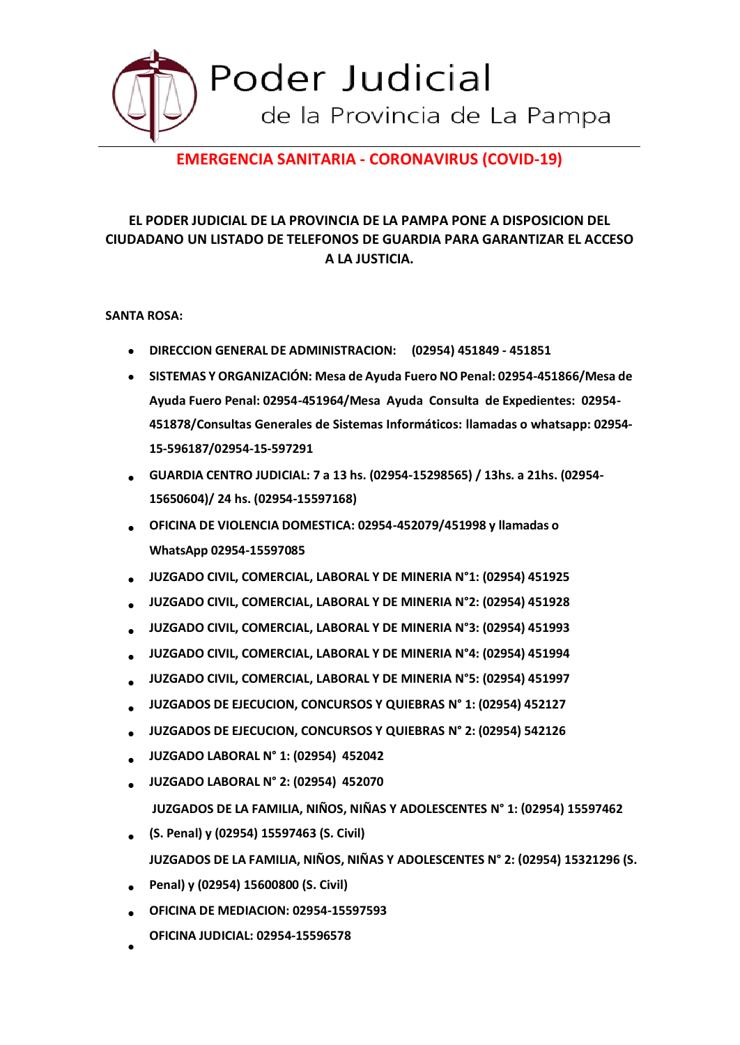# Poder Judicial
## de la Provincia de La Pampa

**EMERGENCIA SANITARIA - CORONAVIRUS (COVID-19)**

**EL PODER JUDICIAL DE LA PROVINCIA DE LA PAMPA PONE A DISPOSICION DEL CIUDADANO UN LISTADO DE TELEFONOS DE GUARDIA PARA GARANTIZAR EL ACCESO A LA JUSTICIA.**

**SANTA ROSA:**

- **DIRECCION GENERAL DE ADMINISTRACION: (02954) 451849 - 451851**
- **SISTEMAS Y ORGANIZACIÓN: Mesa de Ayuda Fuero NO Penal: 02954-451866/Mesa de Ayuda Fuero Penal: 02954-451964/Mesa Ayuda Consulta de Expedientes: 02954-451878/Consultas Generales de Sistemas Informáticos: llamadas o whatsapp: 02954-15-596187/02954-15-597291**
- **GUARDIA CENTRO JUDICIAL: 7 a 13 hs. (02954-15298565) / 13hs. a 21hs. (02954-15650604)/ 24 hs. (02954-15597168)**
- **OFICINA DE VIOLENCIA DOMESTICA: 02954-452079/451998 y llamadas o WhatsApp 02954-15597085**
- **JUZGADO CIVIL, COMERCIAL, LABORAL Y DE MINERIA N°1: (02954) 451925**
- **JUZGADO CIVIL, COMERCIAL, LABORAL Y DE MINERIA N°2: (02954) 451928**
- **JUZGADO CIVIL, COMERCIAL, LABORAL Y DE MINERIA N°3: (02954) 451993**
- **JUZGADO CIVIL, COMERCIAL, LABORAL Y DE MINERIA N°4: (02954) 451994**
- **JUZGADO CIVIL, COMERCIAL, LABORAL Y DE MINERIA N°5: (02954) 451997**
- **JUZGADOS DE EJECUCION, CONCURSOS Y QUIEBRAS N° 1: (02954) 452127**
- **JUZGADOS DE EJECUCION, CONCURSOS Y QUIEBRAS N° 2: (02954) 542126**
- **JUZGADO LABORAL N° 1: (02954) 452042**
- **JUZGADO LABORAL N° 2: (02954) 452070**
- **JUZGADOS DE LA FAMILIA, NIÑOS, NIÑAS Y ADOLESCENTES N° 1: (02954) 15597462 (S. Penal) y (02954) 15597463 (S. Civil)**
- **JUZGADOS DE LA FAMILIA, NIÑOS, NIÑAS Y ADOLESCENTES N° 2: (02954) 15321296 (S. Penal) y (02954) 15600800 (S. Civil)**
- **OFICINA DE MEDIACION: 02954-15597593**
- **OFICINA JUDICIAL: 02954-15596578**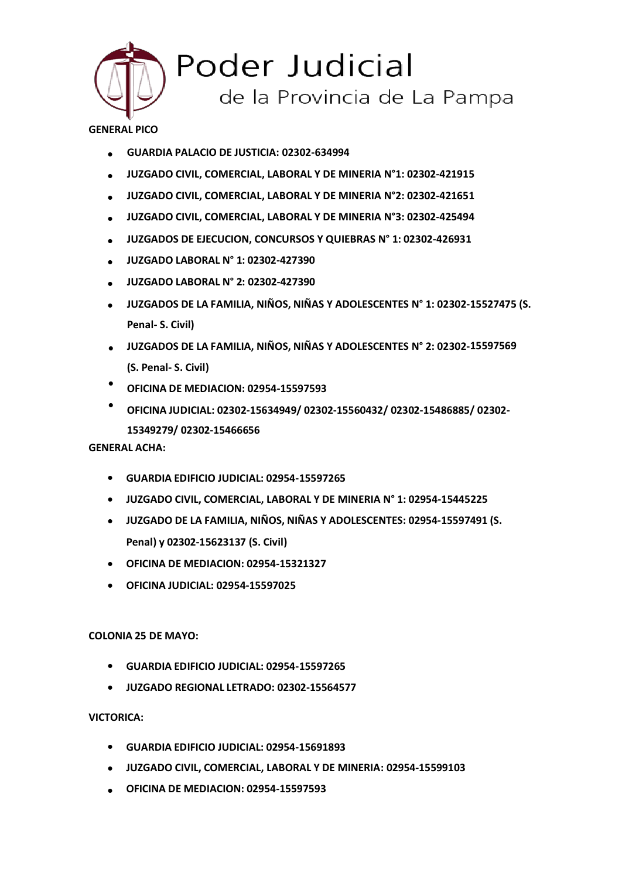# Poder Judicial
## de la Provincia de La Pampa

**GENERAL PICO**

- **GUARDIA PALACIO DE JUSTICIA: 02302-634994**
- **JUZGADO CIVIL, COMERCIAL, LABORAL Y DE MINERIA N°1: 02302-421915**
- **JUZGADO CIVIL, COMERCIAL, LABORAL Y DE MINERIA N°2: 02302-421651**
- **JUZGADO CIVIL, COMERCIAL, LABORAL Y DE MINERIA N°3: 02302-425494**
- **JUZGADOS DE EJECUCION, CONCURSOS Y QUIEBRAS N° 1: 02302-426931**
- **JUZGADO LABORAL N° 1: 02302-427390**
- **JUZGADO LABORAL N° 2: 02302-427390**
- **JUZGADOS DE LA FAMILIA, NIÑOS, NIÑAS Y ADOLESCENTES N° 1: 02302-15527475 (S. Penal- S. Civil)**
- **JUZGADOS DE LA FAMILIA, NIÑOS, NIÑAS Y ADOLESCENTES N° 2: 02302-15597569 (S. Penal- S. Civil)**
- **OFICINA DE MEDIACION: 02954-15597593**
- **OFICINA JUDICIAL: 02302-15634949/ 02302-15560432/ 02302-15486885/ 02302-15349279/ 02302-15466656**

**GENERAL ACHA:**

- **GUARDIA EDIFICIO JUDICIAL: 02954-15597265**
- **JUZGADO CIVIL, COMERCIAL, LABORAL Y DE MINERIA N° 1: 02954-15445225**
- **JUZGADO DE LA FAMILIA, NIÑOS, NIÑAS Y ADOLESCENTES: 02954-15597491 (S. Penal) y 02302-15623137 (S. Civil)**
- **OFICINA DE MEDIACION: 02954-15321327**
- **OFICINA JUDICIAL: 02954-15597025**

**COLONIA 25 DE MAYO:**

- **GUARDIA EDIFICIO JUDICIAL: 02954-15597265**
- **JUZGADO REGIONAL LETRADO: 02302-15564577**

**VICTORICA:**

- **GUARDIA EDIFICIO JUDICIAL: 02954-15691893**
- **JUZGADO CIVIL, COMERCIAL, LABORAL Y DE MINERIA: 02954-15599103**
- **OFICINA DE MEDIACION: 02954-15597593**